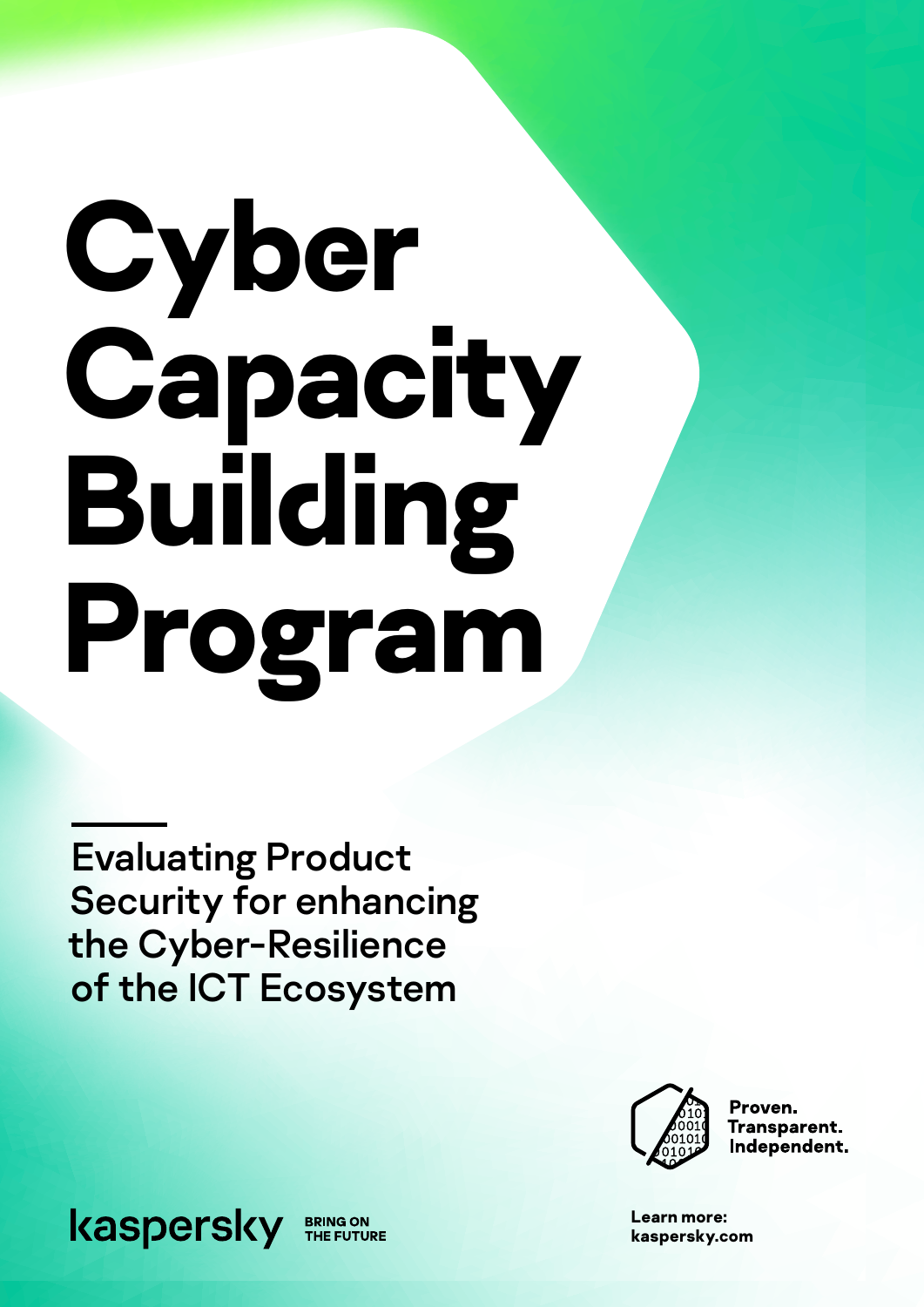# Cyber Capacity Building Program

## Evaluating Product Security for enhancing the Cyber-Resilience of the ICT Ecosystem

Proven.
Transparent.
Independent.

kaspersky BRING ON THE FUTURE

Learn more:
kaspersky.com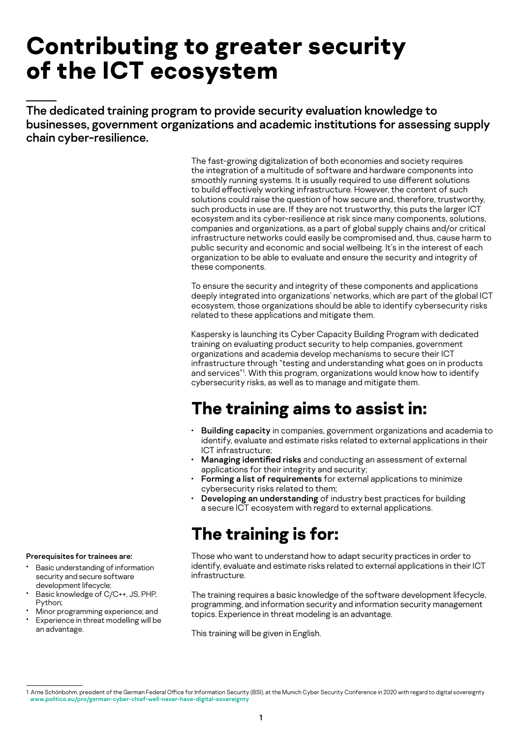# Contributing to greater security of the ICT ecosystem

**The dedicated training program to provide security evaluation knowledge to businesses, government organizations and academic institutions for assessing supply chain cyber-resilience.**

The fast-growing digitalization of both economies and society requires the integration of a multitude of software and hardware components into smoothly running systems. It is usually required to use different solutions to build effectively working infrastructure. However, the content of such solutions could raise the question of how secure and, therefore, trustworthy, such products in use are. If they are not trustworthy, this puts the larger ICT ecosystem and its cyber-resilience at risk since many components, solutions, companies and organizations, as a part of global supply chains and/or critical infrastructure networks could easily be compromised and, thus, cause harm to public security and economic and social wellbeing. It's in the interest of each organization to be able to evaluate and ensure the security and integrity of these components.

To ensure the security and integrity of these components and applications deeply integrated into organizations' networks, which are part of the global ICT ecosystem, those organizations should be able to identify cybersecurity risks related to these applications and mitigate them.

Kaspersky is launching its Cyber Capacity Building Program with dedicated training on evaluating product security to help companies, government organizations and academia develop mechanisms to secure their ICT infrastructure through "testing and understanding what goes on in products and services"[1]. With this program, organizations would know how to identify cybersecurity risks, as well as to manage and mitigate them.

## The training aims to assist in:

- **Building capacity** in companies, government organizations and academia to identify, evaluate and estimate risks related to external applications in their ICT infrastructure;
- **Managing identified risks** and conducting an assessment of external applications for their integrity and security;
- **Forming a list of requirements** for external applications to minimize cybersecurity risks related to them;
- **Developing an understanding** of industry best practices for building a secure ICT ecosystem with regard to external applications.

## The training is for:

Those who want to understand how to adapt security practices in order to identify, evaluate and estimate risks related to external applications in their ICT infrastructure.

The training requires a basic knowledge of the software development lifecycle, programming, and information security and information security management topics. Experience in threat modeling is an advantage.

This training will be given in English.

**Prerequisites for trainees are:**

- Basic understanding of information security and secure software development lifecycle;
- Basic knowledge of C/C++, JS, PHP, Python;
- Minor programming experience; and
- Experience in threat modelling will be an advantage.

1 Arne Schönbohm, president of the German Federal Office for Information Security (BSI), at the Munich Cyber Security Conference in 2020 with regard to digital sovereignty www.politico.eu/pro/german-cyber-chief-well-never-have-digital-sovereignty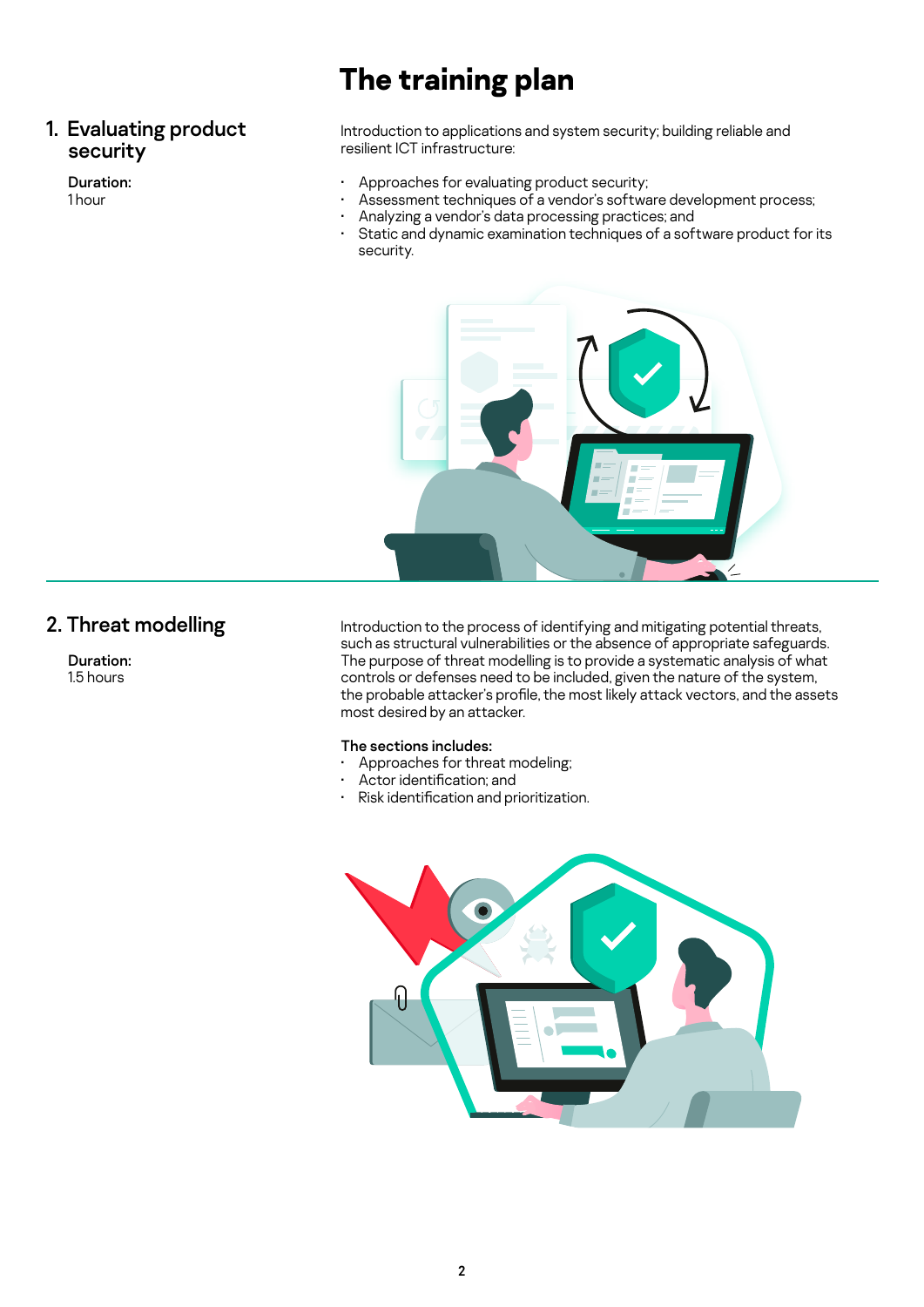# The training plan

## 1. Evaluating product security

**Duration:**
1 hour

Introduction to applications and system security; building reliable and resilient ICT infrastructure:

- Approaches for evaluating product security;
- Assessment techniques of a vendor's software development process;
- Analyzing a vendor's data processing practices; and
- Static and dynamic examination techniques of a software product for its security.

## 2. Threat modelling

**Duration:**
1.5 hours

Introduction to the process of identifying and mitigating potential threats, such as structural vulnerabilities or the absence of appropriate safeguards. The purpose of threat modelling is to provide a systematic analysis of what controls or defenses need to be included, given the nature of the system, the probable attacker's profile, the most likely attack vectors, and the assets most desired by an attacker.

**The sections includes:**

- Approaches for threat modeling;
- Actor identification; and
- Risk identification and prioritization.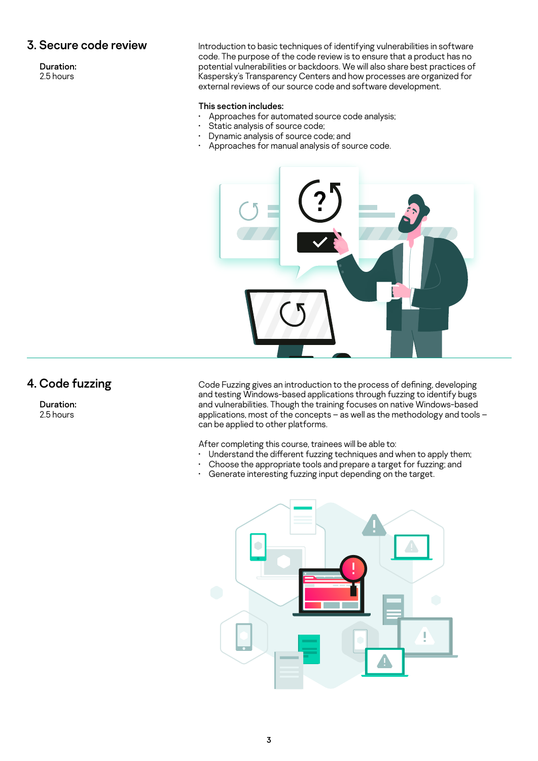## 3. Secure code review

**Duration:**
2.5 hours

Introduction to basic techniques of identifying vulnerabilities in software code. The purpose of the code review is to ensure that a product has no potential vulnerabilities or backdoors. We will also share best practices of Kaspersky's Transparency Centers and how processes are organized for external reviews of our source code and software development.

**This section includes:**

- Approaches for automated source code analysis;
- Static analysis of source code;
- Dynamic analysis of source code; and
- Approaches for manual analysis of source code.

## 4. Code fuzzing

**Duration:**
2.5 hours

Code Fuzzing gives an introduction to the process of defining, developing and testing Windows-based applications through fuzzing to identify bugs and vulnerabilities. Though the training focuses on native Windows-based applications, most of the concepts – as well as the methodology and tools – can be applied to other platforms.

After completing this course, trainees will be able to:

- Understand the different fuzzing techniques and when to apply them;
- Choose the appropriate tools and prepare a target for fuzzing; and
- Generate interesting fuzzing input depending on the target.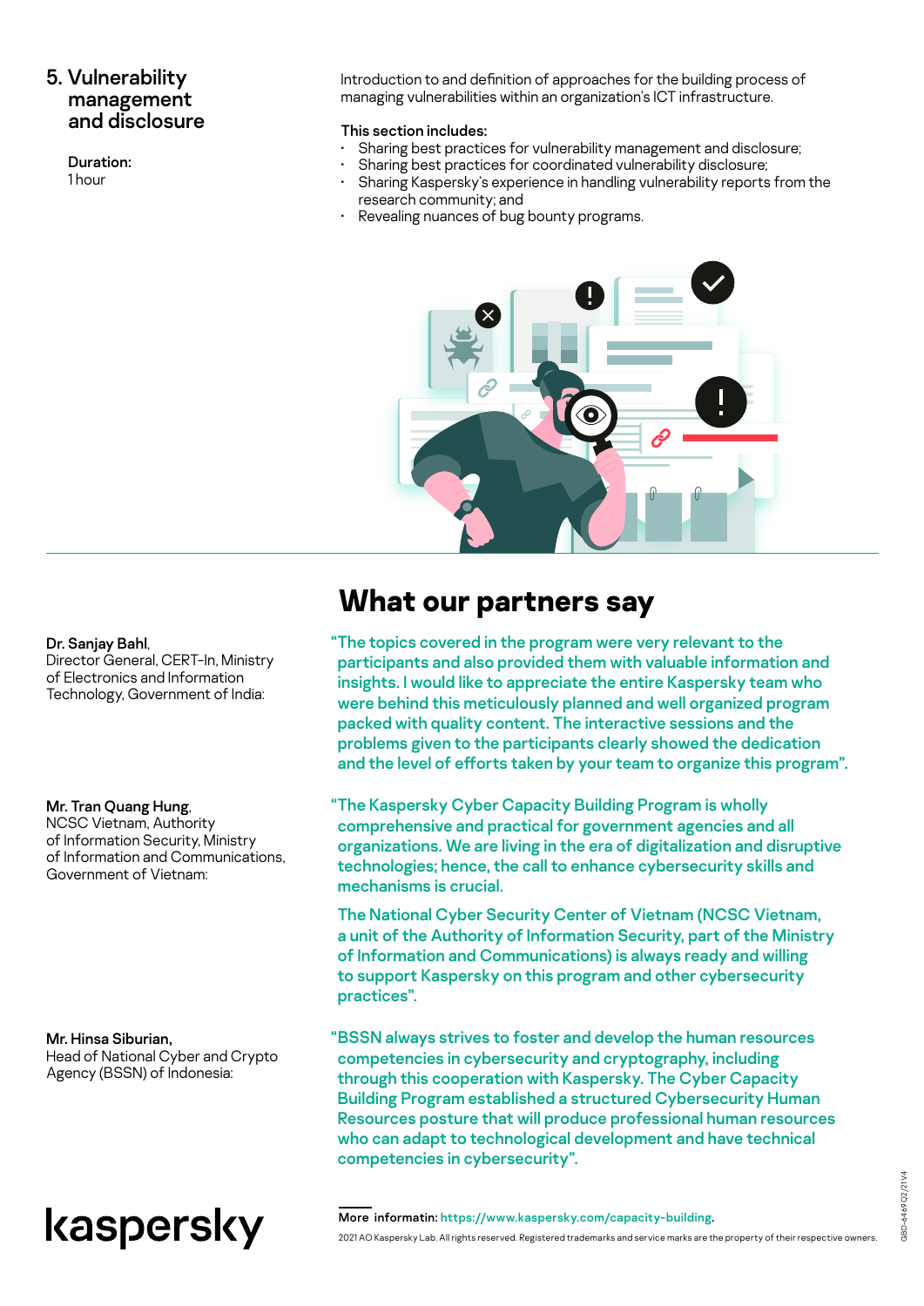## 5. Vulnerability management and disclosure

**Duration:**
1 hour

Introduction to and definition of approaches for the building process of managing vulnerabilities within an organization's ICT infrastructure.

**This section includes:**

- Sharing best practices for vulnerability management and disclosure;
- Sharing best practices for coordinated vulnerability disclosure;
- Sharing Kaspersky's experience in handling vulnerability reports from the research community; and
- Revealing nuances of bug bounty programs.

# What our partners say

**Dr. Sanjay Bahl**, Director General, CERT-In, Ministry of Electronics and Information Technology, Government of India:

"The topics covered in the program were very relevant to the participants and also provided them with valuable information and insights. I would like to appreciate the entire Kaspersky team who were behind this meticulously planned and well organized program packed with quality content. The interactive sessions and the problems given to the participants clearly showed the dedication and the level of efforts taken by your team to organize this program".

**Mr. Tran Quang Hung**, NCSC Vietnam, Authority of Information Security, Ministry of Information and Communications, Government of Vietnam:

"The Kaspersky Cyber Capacity Building Program is wholly comprehensive and practical for government agencies and all organizations. We are living in the era of digitalization and disruptive technologies; hence, the call to enhance cybersecurity skills and mechanisms is crucial.

The National Cyber Security Center of Vietnam (NCSC Vietnam, a unit of the Authority of Information Security, part of the Ministry of Information and Communications) is always ready and willing to support Kaspersky on this program and other cybersecurity practices".

**Mr. Hinsa Siburian,** Head of National Cyber and Crypto Agency (BSSN) of Indonesia:

"BSSN always strives to foster and develop the human resources competencies in cybersecurity and cryptography, including through this cooperation with Kaspersky. The Cyber Capacity Building Program established a structured Cybersecurity Human Resources posture that will produce professional human resources who can adapt to technological development and have technical competencies in cybersecurity".

kaspersky

**More informatin:** https://www.kaspersky.com/capacity-building.

2021 AO Kaspersky Lab. All rights reserved. Registered trademarks and service marks are the property of their respective owners.

GBD-4469 Q2/21 V4